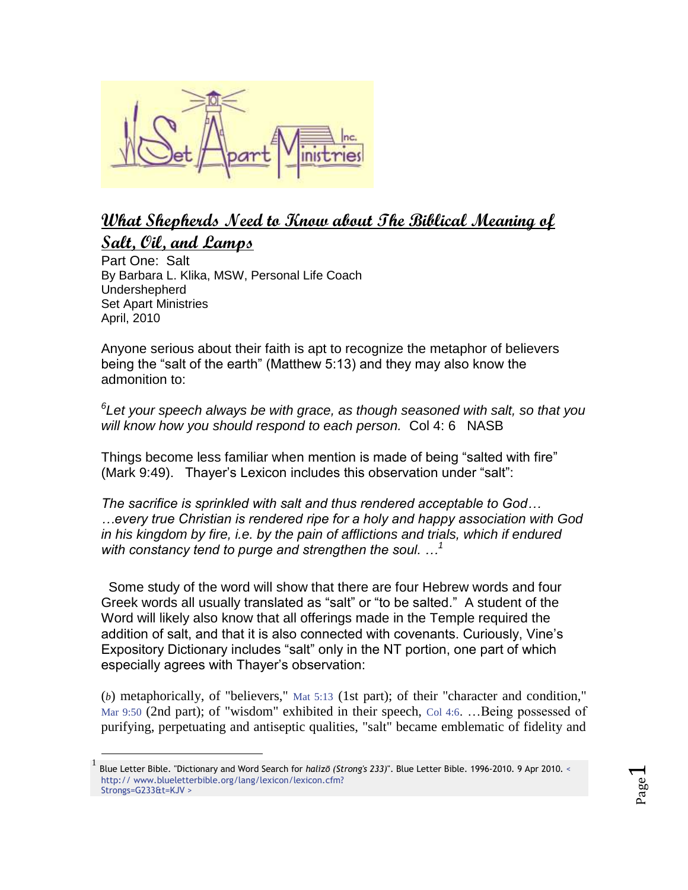## What Shepherds Need to Know about The Biblical Meaning of Salt, Oil, and Lamps

Part One: Salt
By Barbara L. Klika, MSW, Personal Life Coach
Undershepherd
Set Apart Ministries
April, 2010

Anyone serious about their faith is apt to recognize the metaphor of believers being the “salt of the earth” (Matthew 5:13) and they may also know the admonition to:

*[6]Let your speech always be with grace, as though seasoned with salt, so that you will know how you should respond to each person.* Col 4: 6 NASB

Things become less familiar when mention is made of being “salted with fire” (Mark 9:49). Thayer’s Lexicon includes this observation under “salt”:

*The sacrifice is sprinkled with salt and thus rendered acceptable to God… …every true Christian is rendered ripe for a holy and happy association with God in his kingdom by fire, i.e. by the pain of afflictions and trials, which if endured with constancy tend to purge and strengthen the soul. …*[1]

Some study of the word will show that there are four Hebrew words and four Greek words all usually translated as “salt” or “to be salted.” A student of the Word will likely also know that all offerings made in the Temple required the addition of salt, and that it is also connected with covenants. Curiously, Vine’s Expository Dictionary includes “salt” only in the NT portion, one part of which especially agrees with Thayer’s observation:

(*b*) metaphorically, of "believers," Mat 5:13 (1st part); of their "character and condition," Mar 9:50 (2nd part); of "wisdom" exhibited in their speech, Col 4:6. …Being possessed of purifying, perpetuating and antiseptic qualities, "salt" became emblematic of fidelity and

---

[1] Blue Letter Bible. "Dictionary and Word Search for *halizō (Strong's 233)*". Blue Letter Bible. 1996-2010. 9 Apr 2010. < http:// www.blueletterbible.org/lang/lexicon/lexicon.cfm?Strongs=G233&t=KJV >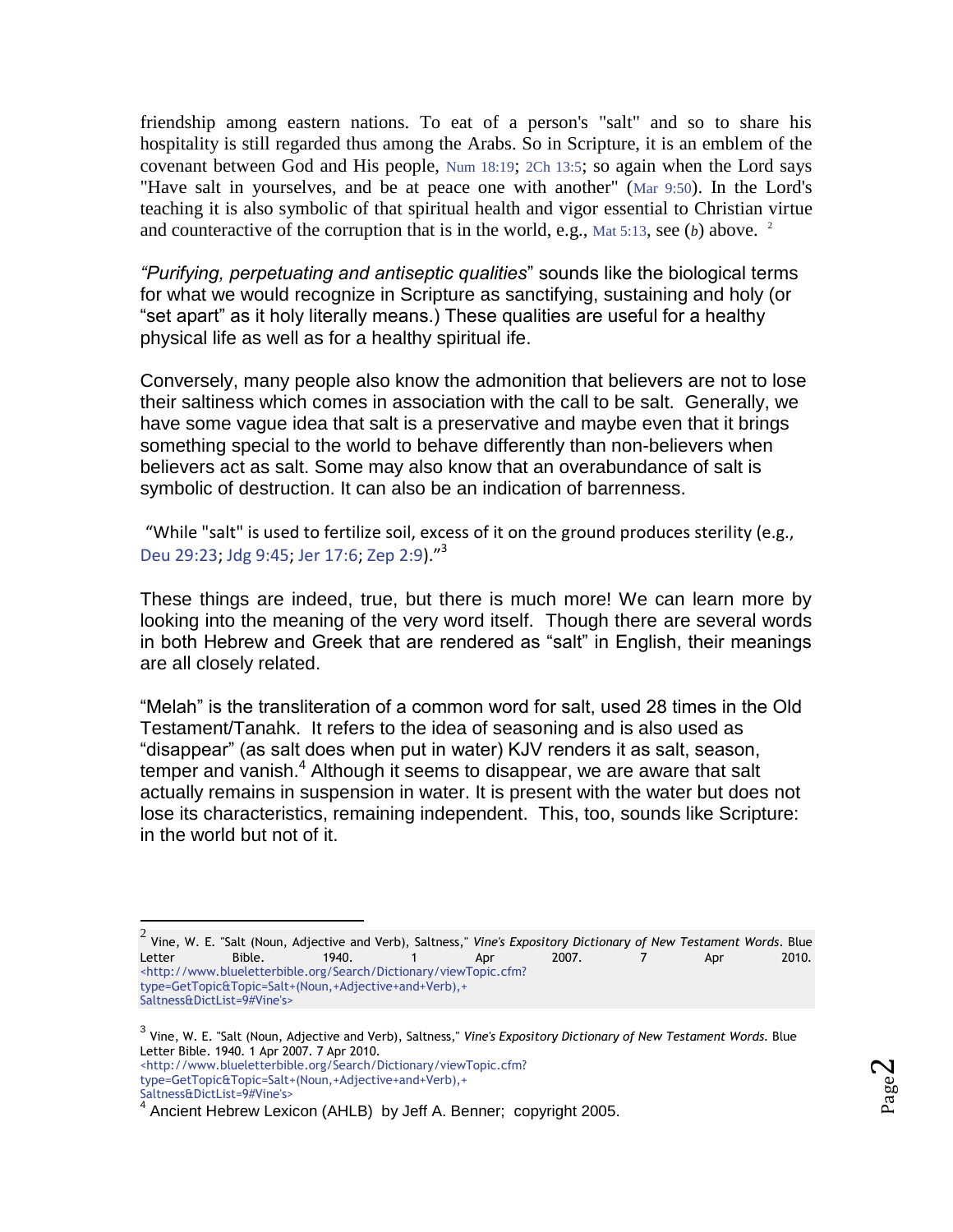friendship among eastern nations. To eat of a person's "salt" and so to share his hospitality is still regarded thus among the Arabs. So in Scripture, it is an emblem of the covenant between God and His people, Num 18:19; 2Ch 13:5; so again when the Lord says "Have salt in yourselves, and be at peace one with another" (Mar 9:50). In the Lord's teaching it is also symbolic of that spiritual health and vigor essential to Christian virtue and counteractive of the corruption that is in the world, e.g., Mat 5:13, see (*b*) above. [2]

*"Purifying, perpetuating and antiseptic qualities*" sounds like the biological terms for what we would recognize in Scripture as sanctifying, sustaining and holy (or "set apart" as it holy literally means.) These qualities are useful for a healthy physical life as well as for a healthy spiritual ife.

Conversely, many people also know the admonition that believers are not to lose their saltiness which comes in association with the call to be salt. Generally, we have some vague idea that salt is a preservative and maybe even that it brings something special to the world to behave differently than non-believers when believers act as salt. Some may also know that an overabundance of salt is symbolic of destruction. It can also be an indication of barrenness.

"While "salt" is used to fertilize soil, excess of it on the ground produces sterility (e.g., Deu 29:23; Jdg 9:45; Jer 17:6; Zep 2:9)."[3]

These things are indeed, true, but there is much more! We can learn more by looking into the meaning of the very word itself. Though there are several words in both Hebrew and Greek that are rendered as "salt" in English, their meanings are all closely related.

"Melah" is the transliteration of a common word for salt, used 28 times in the Old Testament/Tanahk. It refers to the idea of seasoning and is also used as "disappear" (as salt does when put in water) KJV renders it as salt, season, temper and vanish.[4] Although it seems to disappear, we are aware that salt actually remains in suspension in water. It is present with the water but does not lose its characteristics, remaining independent. This, too, sounds like Scripture: in the world but not of it.

---

[2] Vine, W. E. "Salt (Noun, Adjective and Verb), Saltness," *Vine's Expository Dictionary of New Testament Words*. Blue Letter Bible. 1940. 1 Apr 2007. 7 Apr 2010. <http://www.blueletterbible.org/Search/Dictionary/viewTopic.cfm?type=GetTopic&Topic=Salt+(Noun,+Adjective+and+Verb),+Saltness&DictList=9#Vine's>

[3] Vine, W. E. "Salt (Noun, Adjective and Verb), Saltness," *Vine's Expository Dictionary of New Testament Words*. Blue Letter Bible. 1940. 1 Apr 2007. 7 Apr 2010. <http://www.blueletterbible.org/Search/Dictionary/viewTopic.cfm?type=GetTopic&Topic=Salt+(Noun,+Adjective+and+Verb),+Saltness&DictList=9#Vine's>

[4] Ancient Hebrew Lexicon (AHLB) by Jeff A. Benner; copyright 2005.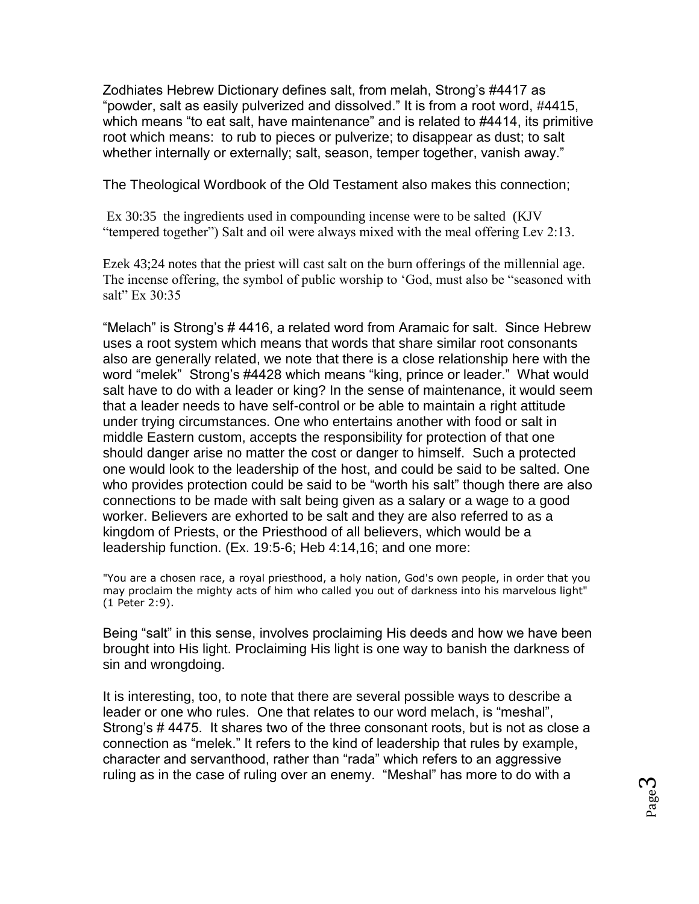Zodhiates Hebrew Dictionary defines salt, from melah, Strong's #4417 as "powder, salt as easily pulverized and dissolved." It is from a root word, #4415, which means "to eat salt, have maintenance" and is related to #4414, its primitive root which means: to rub to pieces or pulverize; to disappear as dust; to salt whether internally or externally; salt, season, temper together, vanish away."

The Theological Wordbook of the Old Testament also makes this connection;

Ex 30:35 the ingredients used in compounding incense were to be salted (KJV "tempered together") Salt and oil were always mixed with the meal offering Lev 2:13.

Ezek 43;24 notes that the priest will cast salt on the burn offerings of the millennial age. The incense offering, the symbol of public worship to 'God, must also be "seasoned with salt" Ex 30:35

"Melach" is Strong's # 4416, a related word from Aramaic for salt. Since Hebrew uses a root system which means that words that share similar root consonants also are generally related, we note that there is a close relationship here with the word "melek" Strong's #4428 which means "king, prince or leader." What would salt have to do with a leader or king? In the sense of maintenance, it would seem that a leader needs to have self-control or be able to maintain a right attitude under trying circumstances. One who entertains another with food or salt in middle Eastern custom, accepts the responsibility for protection of that one should danger arise no matter the cost or danger to himself. Such a protected one would look to the leadership of the host, and could be said to be salted. One who provides protection could be said to be "worth his salt" though there are also connections to be made with salt being given as a salary or a wage to a good worker. Believers are exhorted to be salt and they are also referred to as a kingdom of Priests, or the Priesthood of all believers, which would be a leadership function. (Ex. 19:5-6; Heb 4:14,16; and one more:

"You are a chosen race, a royal priesthood, a holy nation, God's own people, in order that you may proclaim the mighty acts of him who called you out of darkness into his marvelous light" (1 Peter 2:9).

Being "salt" in this sense, involves proclaiming His deeds and how we have been brought into His light. Proclaiming His light is one way to banish the darkness of sin and wrongdoing.

It is interesting, too, to note that there are several possible ways to describe a leader or one who rules. One that relates to our word melach, is "meshal", Strong's # 4475. It shares two of the three consonant roots, but is not as close a connection as "melek." It refers to the kind of leadership that rules by example, character and servanthood, rather than "rada" which refers to an aggressive ruling as in the case of ruling over an enemy. "Meshal" has more to do with a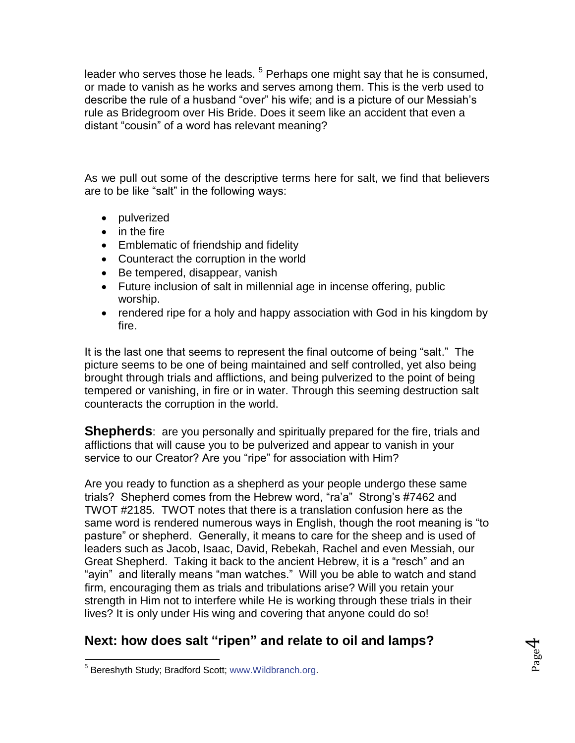leader who serves those he leads. [5] Perhaps one might say that he is consumed, or made to vanish as he works and serves among them. This is the verb used to describe the rule of a husband "over" his wife; and is a picture of our Messiah's rule as Bridegroom over His Bride. Does it seem like an accident that even a distant "cousin" of a word has relevant meaning?

As we pull out some of the descriptive terms here for salt, we find that believers are to be like "salt" in the following ways:

- pulverized
- in the fire
- Emblematic of friendship and fidelity
- Counteract the corruption in the world
- Be tempered, disappear, vanish
- Future inclusion of salt in millennial age in incense offering, public worship.
- rendered ripe for a holy and happy association with God in his kingdom by fire.

It is the last one that seems to represent the final outcome of being "salt." The picture seems to be one of being maintained and self controlled, yet also being brought through trials and afflictions, and being pulverized to the point of being tempered or vanishing, in fire or in water. Through this seeming destruction salt counteracts the corruption in the world.

**Shepherds**: are you personally and spiritually prepared for the fire, trials and afflictions that will cause you to be pulverized and appear to vanish in your service to our Creator? Are you "ripe" for association with Him?

Are you ready to function as a shepherd as your people undergo these same trials? Shepherd comes from the Hebrew word, "ra'a" Strong's #7462 and TWOT #2185. TWOT notes that there is a translation confusion here as the same word is rendered numerous ways in English, though the root meaning is "to pasture" or shepherd. Generally, it means to care for the sheep and is used of leaders such as Jacob, Isaac, David, Rebekah, Rachel and even Messiah, our Great Shepherd. Taking it back to the ancient Hebrew, it is a "resch" and an "ayin" and literally means "man watches." Will you be able to watch and stand firm, encouraging them as trials and tribulations arise? Will you retain your strength in Him not to interfere while He is working through these trials in their lives? It is only under His wing and covering that anyone could do so!

## Next: how does salt "ripen" and relate to oil and lamps?

[5] Bereshyth Study; Bradford Scott; www.Wildbranch.org.